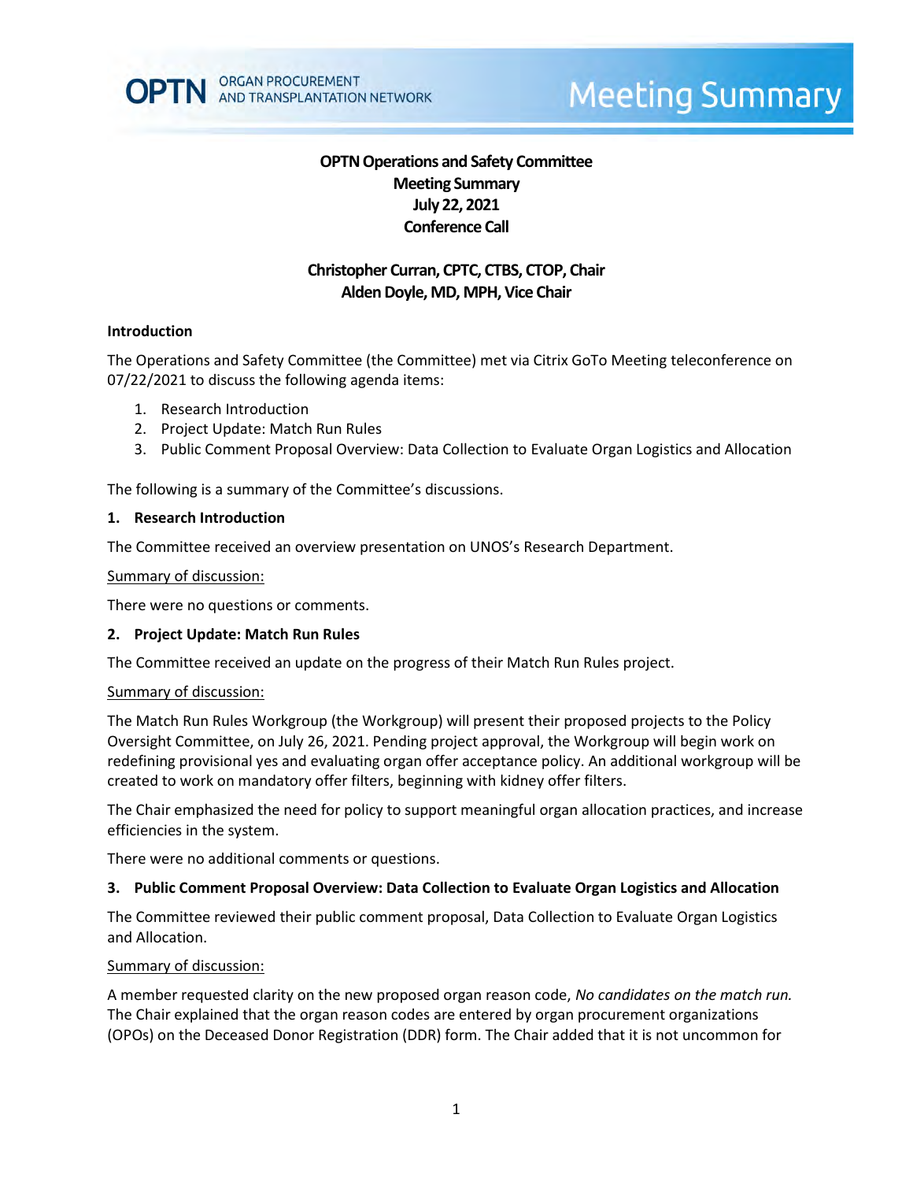# OPTN Operations and Safety Committee
## Meeting Summary
## July 22, 2021
## Conference Call

**Christopher Curran, CPTC, CTBS, CTOP, Chair**
**Alden Doyle, MD, MPH, Vice Chair**

### Introduction

The Operations and Safety Committee (the Committee) met via Citrix GoTo Meeting teleconference on 07/22/2021 to discuss the following agenda items:

1. Research Introduction
2. Project Update: Match Run Rules
3. Public Comment Proposal Overview: Data Collection to Evaluate Organ Logistics and Allocation

The following is a summary of the Committee's discussions.

### 1. Research Introduction

The Committee received an overview presentation on UNOS's Research Department.

Summary of discussion:

There were no questions or comments.

### 2. Project Update: Match Run Rules

The Committee received an update on the progress of their Match Run Rules project.

Summary of discussion:

The Match Run Rules Workgroup (the Workgroup) will present their proposed projects to the Policy Oversight Committee, on July 26, 2021. Pending project approval, the Workgroup will begin work on redefining provisional yes and evaluating organ offer acceptance policy. An additional workgroup will be created to work on mandatory offer filters, beginning with kidney offer filters.

The Chair emphasized the need for policy to support meaningful organ allocation practices, and increase efficiencies in the system.

There were no additional comments or questions.

### 3. Public Comment Proposal Overview: Data Collection to Evaluate Organ Logistics and Allocation

The Committee reviewed their public comment proposal, Data Collection to Evaluate Organ Logistics and Allocation.

Summary of discussion:

A member requested clarity on the new proposed organ reason code, *No candidates on the match run.* The Chair explained that the organ reason codes are entered by organ procurement organizations (OPOs) on the Deceased Donor Registration (DDR) form. The Chair added that it is not uncommon for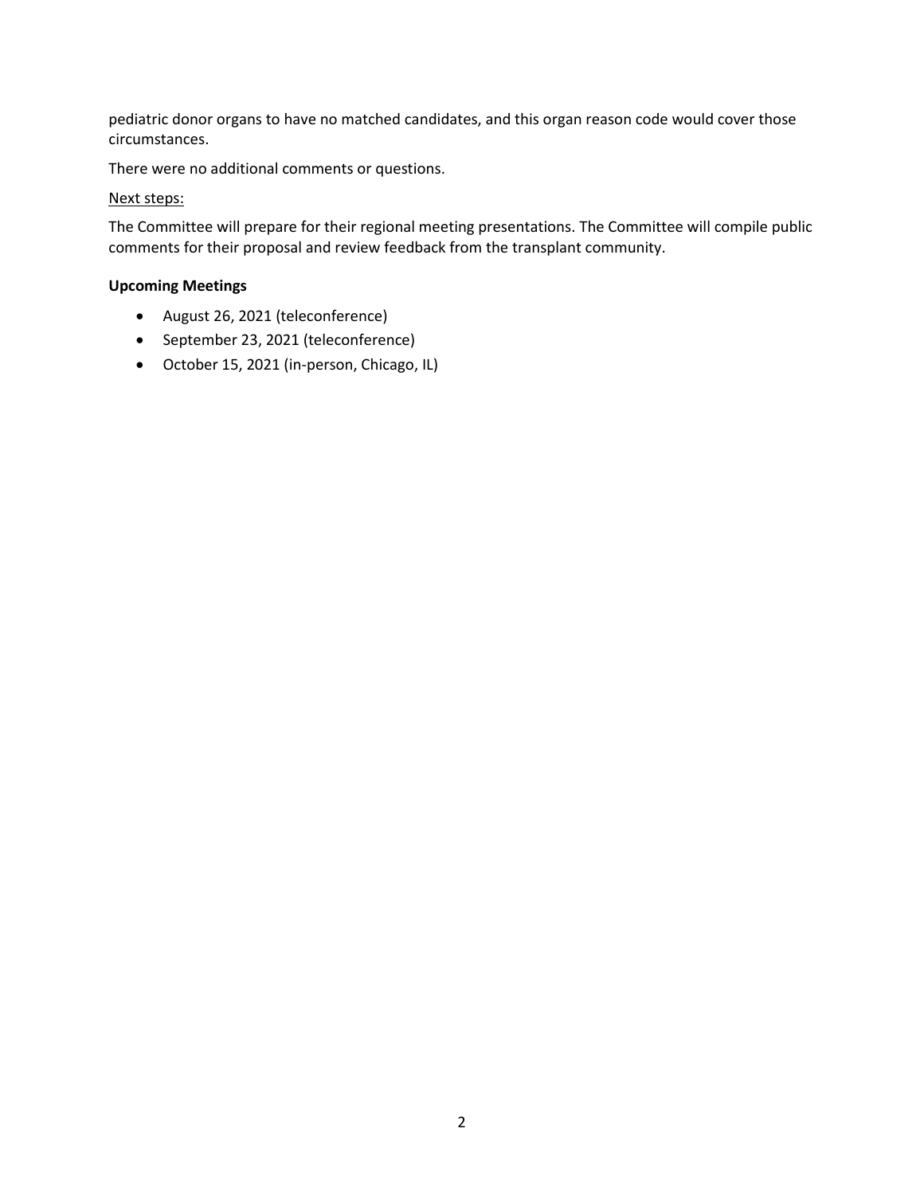pediatric donor organs to have no matched candidates, and this organ reason code would cover those circumstances.

There were no additional comments or questions.

Next steps:

The Committee will prepare for their regional meeting presentations. The Committee will compile public comments for their proposal and review feedback from the transplant community.

**Upcoming Meetings**

- August 26, 2021 (teleconference)
- September 23, 2021 (teleconference)
- October 15, 2021 (in-person, Chicago, IL)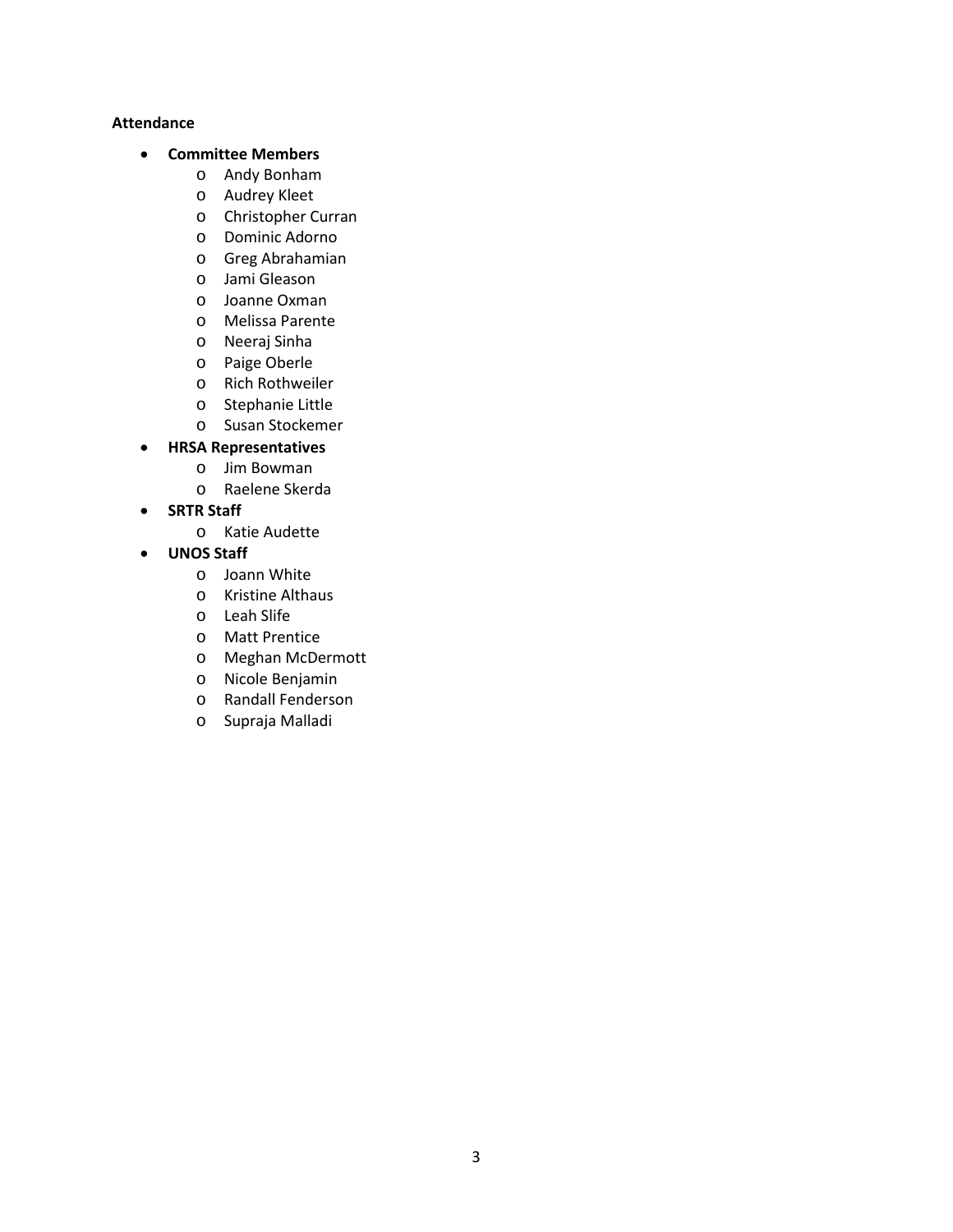**Attendance**

- **Committee Members**
  - Andy Bonham
  - Audrey Kleet
  - Christopher Curran
  - Dominic Adorno
  - Greg Abrahamian
  - Jami Gleason
  - Joanne Oxman
  - Melissa Parente
  - Neeraj Sinha
  - Paige Oberle
  - Rich Rothweiler
  - Stephanie Little
  - Susan Stockemer
- **HRSA Representatives**
  - Jim Bowman
  - Raelene Skerda
- **SRTR Staff**
  - Katie Audette
- **UNOS Staff**
  - Joann White
  - Kristine Althaus
  - Leah Slife
  - Matt Prentice
  - Meghan McDermott
  - Nicole Benjamin
  - Randall Fenderson
  - Supraja Malladi